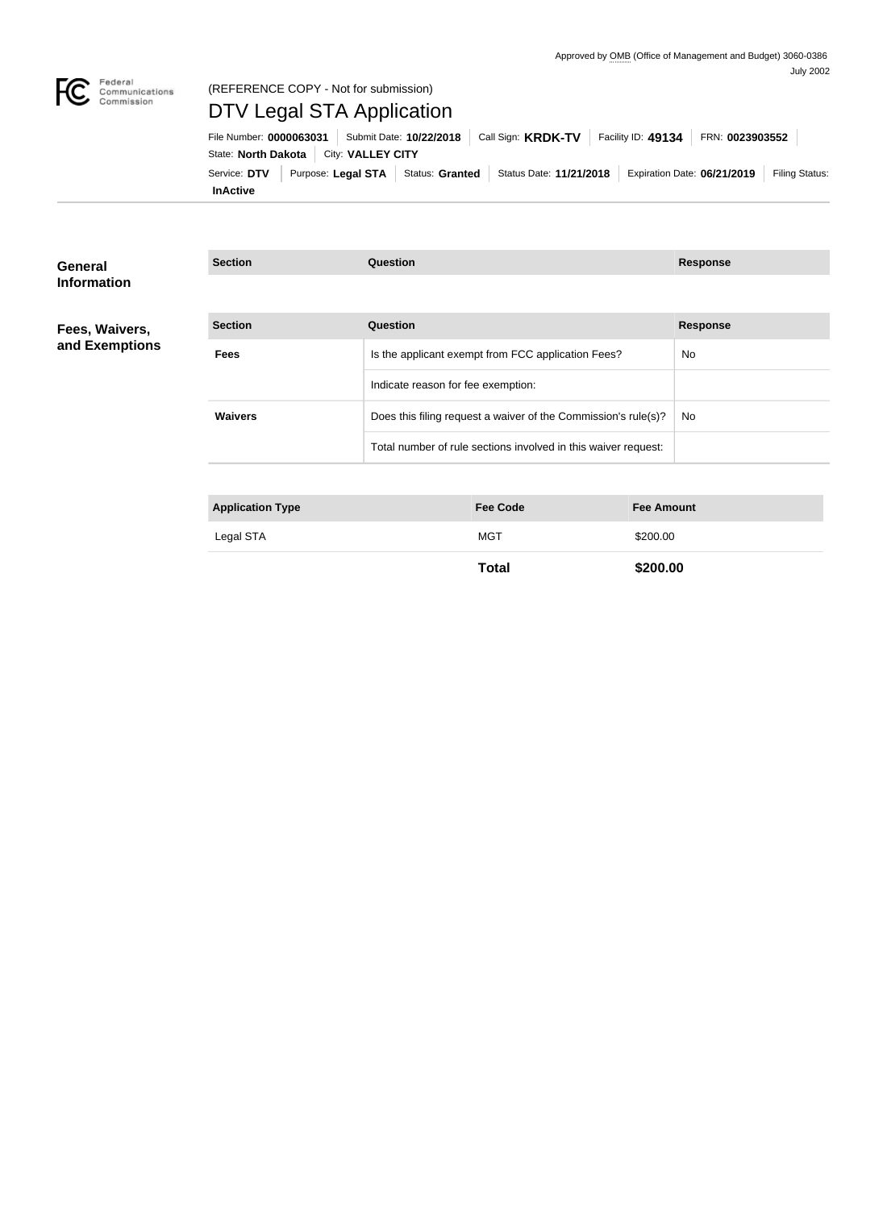Approved by OMB (Office of Management and Budget) 3060-0386
July 2002

Federal Communications Commission

(REFERENCE COPY - Not for submission)

# DTV Legal STA Application

File Number: **0000063031** | Submit Date: **10/22/2018** | Call Sign: **KRDK-TV** | Facility ID: **49134** | FRN: **0023903552**
State: **North Dakota** | City: **VALLEY CITY**
Service: **DTV** | Purpose: **Legal STA** | Status: **Granted** | Status Date: **11/21/2018** | Expiration Date: **06/21/2019** | Filing Status: **InActive**

## General Information

| Section | Question | Response |
| --- | --- | --- |

## Fees, Waivers, and Exemptions

| Section | Question | Response |
| --- | --- | --- |
| **Fees** | Is the applicant exempt from FCC application Fees? | No |
| | Indicate reason for fee exemption: | |
| **Waivers** | Does this filing request a waiver of the Commission's rule(s)? | No |
| | Total number of rule sections involved in this waiver request: | |

| Application Type | Fee Code | Fee Amount |
| --- | --- | --- |
| Legal STA | MGT | $200.00 |
| | **Total** | **$200.00** |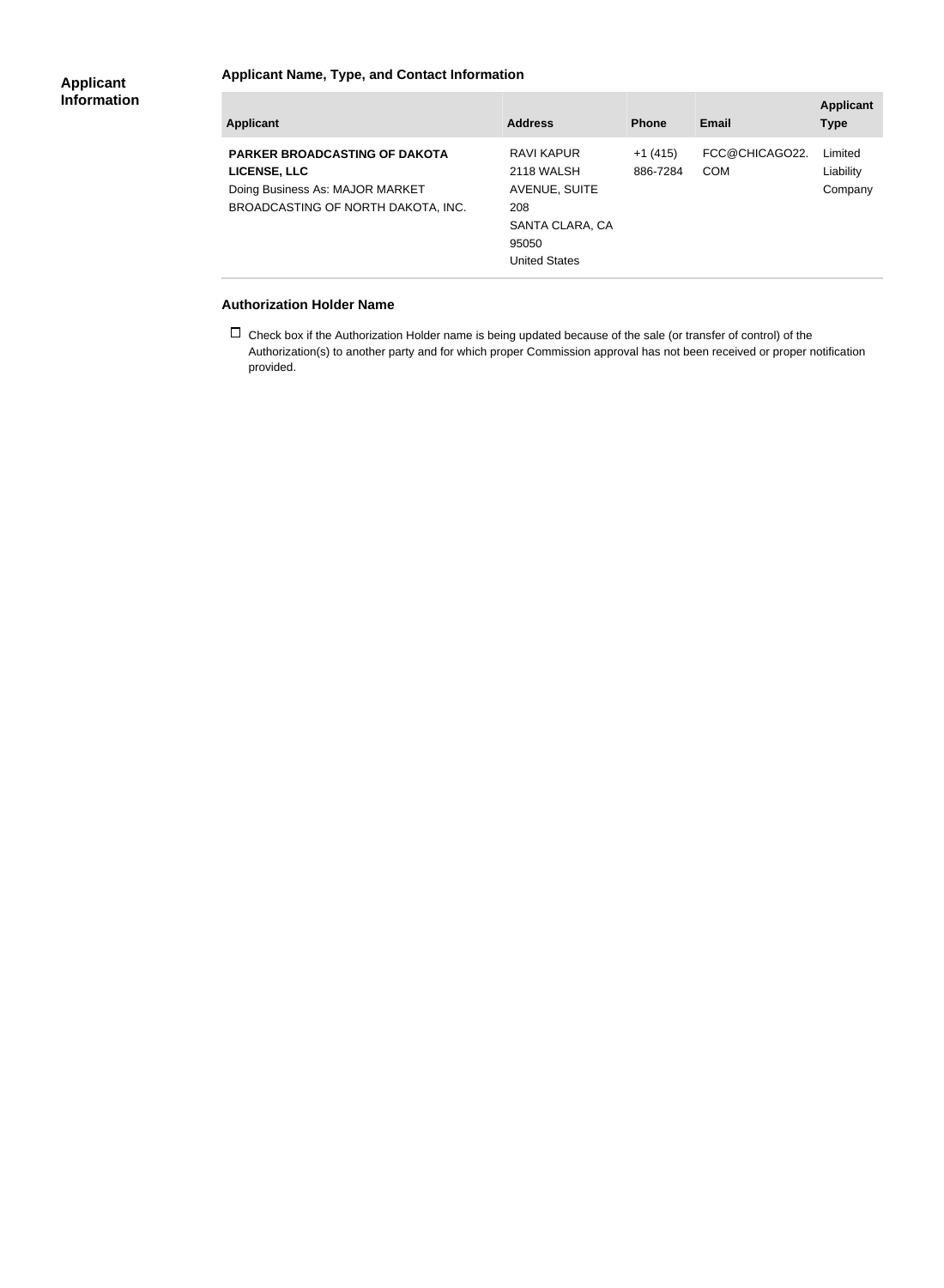## Applicant Information

### Applicant Name, Type, and Contact Information

| Applicant | Address | Phone | Email | Applicant Type |
|---|---|---|---|---|
| **PARKER BROADCASTING OF DAKOTA LICENSE, LLC** Doing Business As: MAJOR MARKET BROADCASTING OF NORTH DAKOTA, INC. | RAVI KAPUR 2118 WALSH AVENUE, SUITE 208 SANTA CLARA, CA 95050 United States | +1 (415) 886-7284 | FCC@CHICAGO22.COM | Limited Liability Company |

### Authorization Holder Name

☐ Check box if the Authorization Holder name is being updated because of the sale (or transfer of control) of the Authorization(s) to another party and for which proper Commission approval has not been received or proper notification provided.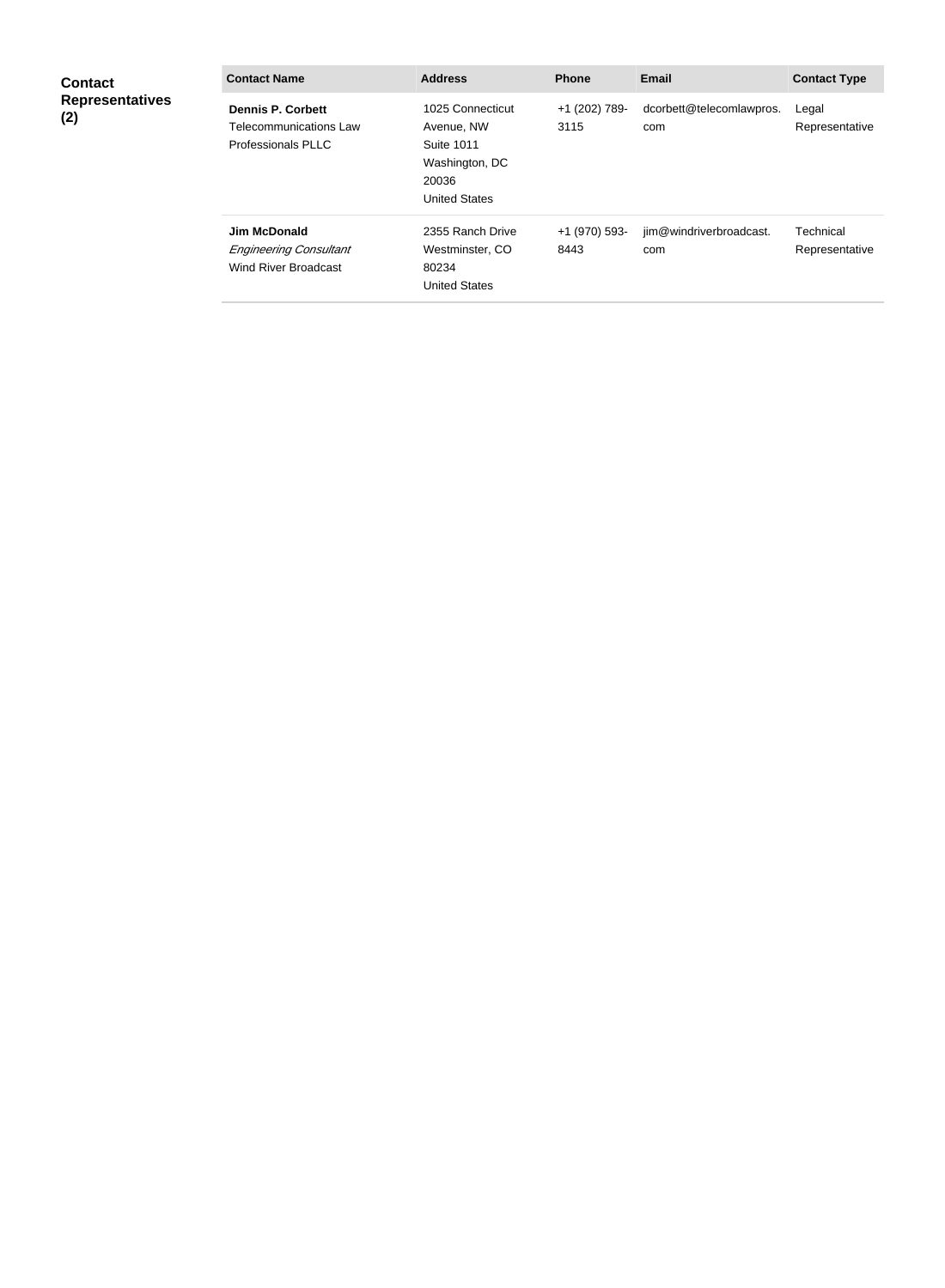**Contact Representatives (2)**

| Contact Name | Address | Phone | Email | Contact Type |
| --- | --- | --- | --- | --- |
| **Dennis P. Corbett**<br>Telecommunications Law Professionals PLLC | 1025 Connecticut Avenue, NW<br>Suite 1011<br>Washington, DC 20036<br>United States | +1 (202) 789-3115 | dcorbett@telecomlawpros.com | Legal Representative |
| **Jim McDonald**<br>*Engineering Consultant*<br>Wind River Broadcast | 2355 Ranch Drive<br>Westminster, CO 80234<br>United States | +1 (970) 593-8443 | jim@windriverbroadcast.com | Technical Representative |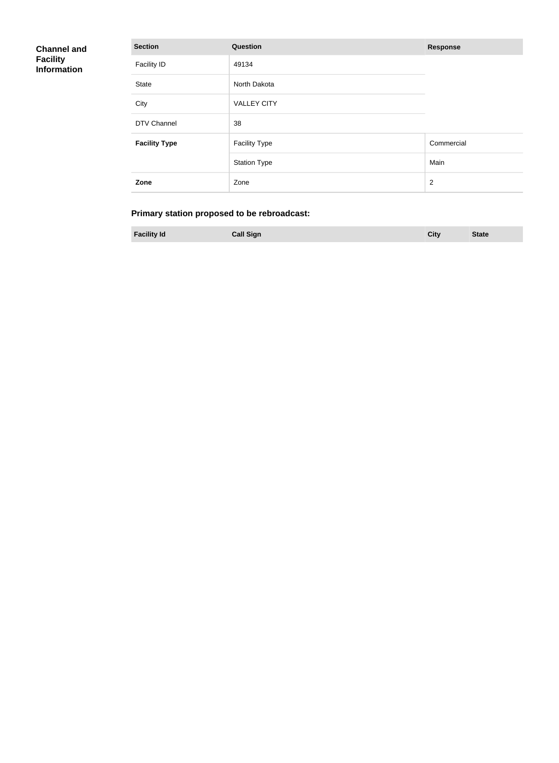## Channel and Facility Information

| Section | Question | Response |
| --- | --- | --- |
| Facility ID | 49134 | |
| State | North Dakota | |
| City | VALLEY CITY | |
| DTV Channel | 38 | |
| **Facility Type** | Facility Type | Commercial |
| | Station Type | Main |
| **Zone** | Zone | 2 |

### Primary station proposed to be rebroadcast:

| Facility Id | Call Sign | City | State |
| --- | --- | --- | --- |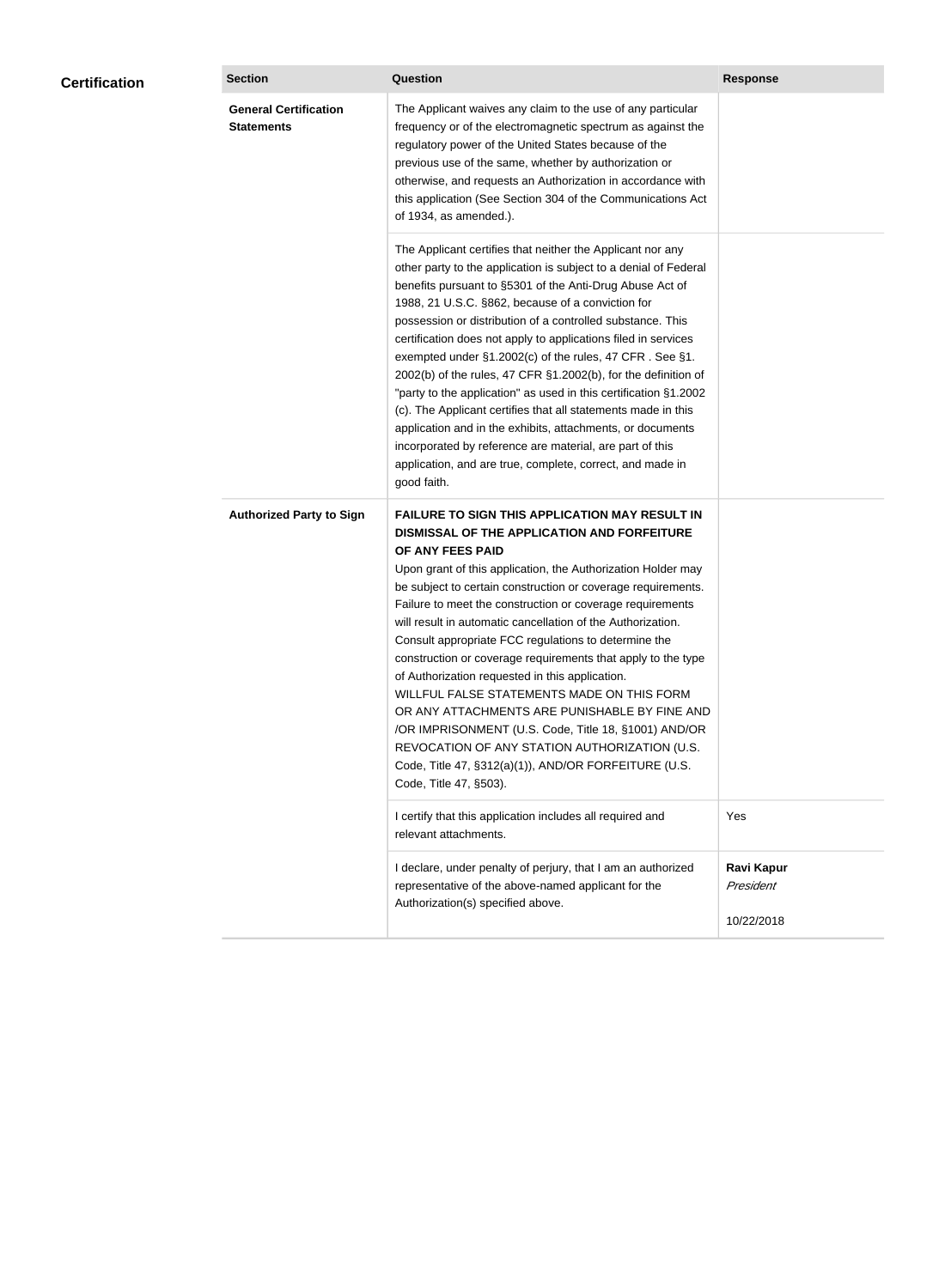## Certification

| Section | Question | Response |
|---|---|---|
| **General Certification Statements** | The Applicant waives any claim to the use of any particular frequency or of the electromagnetic spectrum as against the regulatory power of the United States because of the previous use of the same, whether by authorization or otherwise, and requests an Authorization in accordance with this application (See Section 304 of the Communications Act of 1934, as amended.). | |
| | The Applicant certifies that neither the Applicant nor any other party to the application is subject to a denial of Federal benefits pursuant to §5301 of the Anti-Drug Abuse Act of 1988, 21 U.S.C. §862, because of a conviction for possession or distribution of a controlled substance. This certification does not apply to applications filed in services exempted under §1.2002(c) of the rules, 47 CFR . See §1. 2002(b) of the rules, 47 CFR §1.2002(b), for the definition of "party to the application" as used in this certification §1.2002 (c). The Applicant certifies that all statements made in this application and in the exhibits, attachments, or documents incorporated by reference are material, are part of this application, and are true, complete, correct, and made in good faith. | |
| **Authorized Party to Sign** | **FAILURE TO SIGN THIS APPLICATION MAY RESULT IN DISMISSAL OF THE APPLICATION AND FORFEITURE OF ANY FEES PAID** Upon grant of this application, the Authorization Holder may be subject to certain construction or coverage requirements. Failure to meet the construction or coverage requirements will result in automatic cancellation of the Authorization. Consult appropriate FCC regulations to determine the construction or coverage requirements that apply to the type of Authorization requested in this application. WILLFUL FALSE STATEMENTS MADE ON THIS FORM OR ANY ATTACHMENTS ARE PUNISHABLE BY FINE AND /OR IMPRISONMENT (U.S. Code, Title 18, §1001) AND/OR REVOCATION OF ANY STATION AUTHORIZATION (U.S. Code, Title 47, §312(a)(1)), AND/OR FORFEITURE (U.S. Code, Title 47, §503). | |
| | I certify that this application includes all required and relevant attachments. | Yes |
| | I declare, under penalty of perjury, that I am an authorized representative of the above-named applicant for the Authorization(s) specified above. | **Ravi Kapur** *President* 10/22/2018 |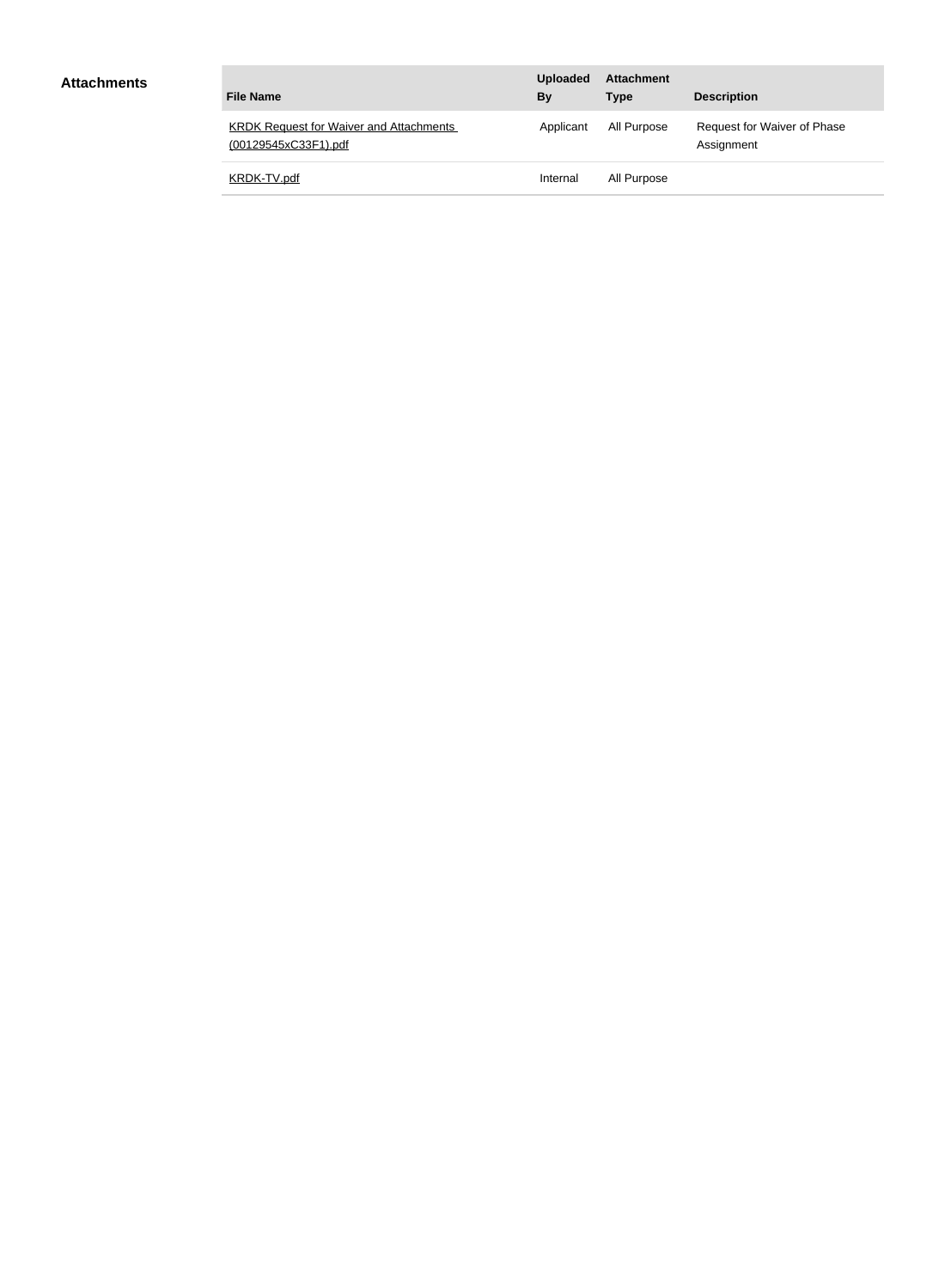## Attachments

| File Name | Uploaded By | Attachment Type | Description |
|---|---|---|---|
| KRDK Request for Waiver and Attachments (00129545xC33F1).pdf | Applicant | All Purpose | Request for Waiver of Phase Assignment |
| KRDK-TV.pdf | Internal | All Purpose | |